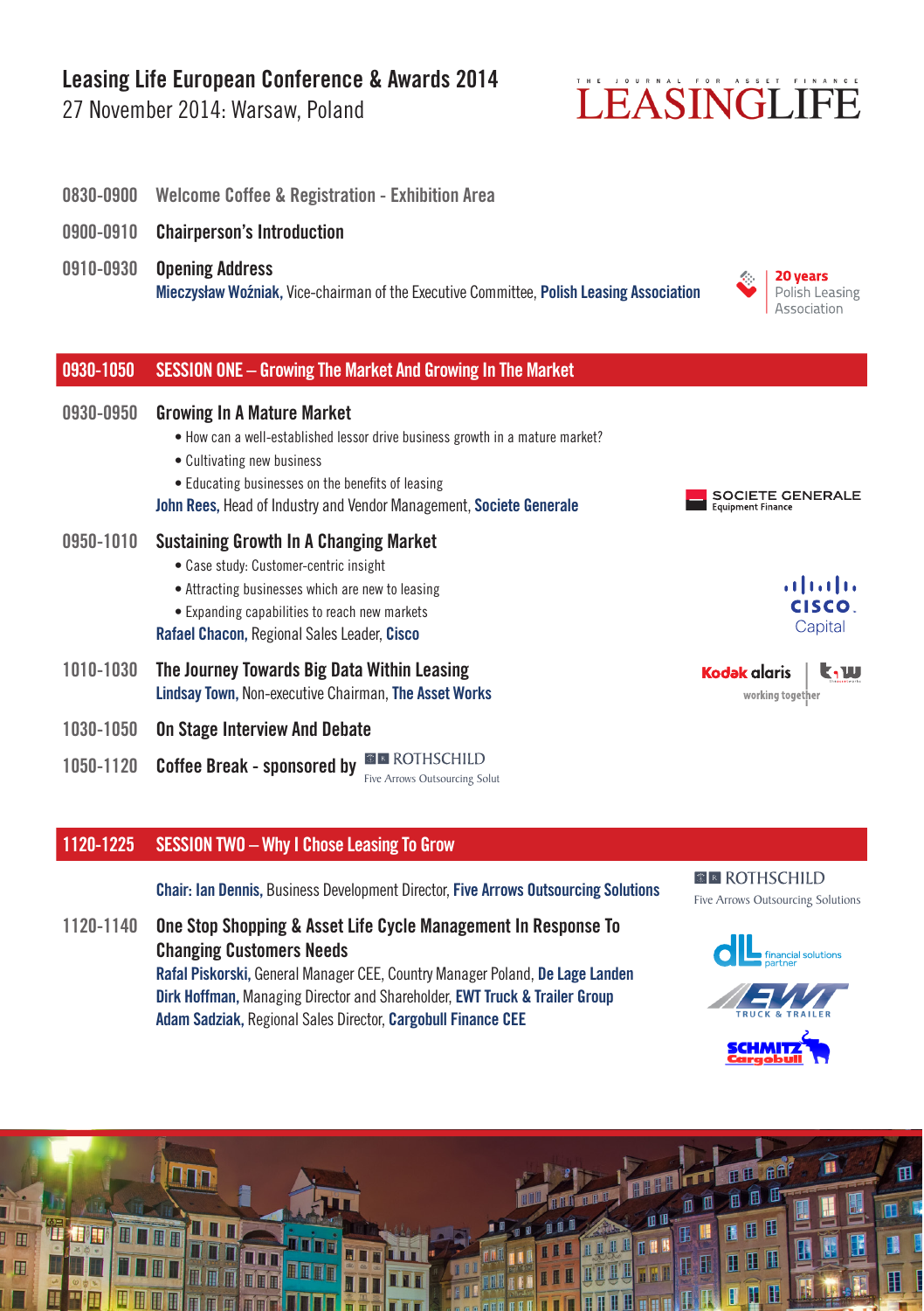# Leasing Life European Conference & Awards 2014

27 November 2014: Warsaw, Poland

**0830-0900** Welcome Coffee & Registration - Exhibition Area

**0900-0910** Chairperson's Introduction

**0910-0930** Opening Address
Mieczysław Woźniak, Vice-chairman of the Executive Committee, Polish Leasing Association

## 0930-1050 SESSION ONE – Growing The Market And Growing In The Market

**0930-0950** Growing In A Mature Market

- How can a well-established lessor drive business growth in a mature market?
- Cultivating new business
- Educating businesses on the benefits of leasing

John Rees, Head of Industry and Vendor Management, Societe Generale

**0950-1010** Sustaining Growth In A Changing Market

- Case study: Customer-centric insight
- Attracting businesses which are new to leasing
- Expanding capabilities to reach new markets

Rafael Chacon, Regional Sales Leader, Cisco

**1010-1030** The Journey Towards Big Data Within Leasing
Lindsay Town, Non-executive Chairman, The Asset Works

**1030-1050** On Stage Interview And Debate

**1050-1120** Coffee Break - sponsored by Rothschild Five Arrows Outsourcing Solut

## 1120-1225 SESSION TWO – Why I Chose Leasing To Grow

Chair: Ian Dennis, Business Development Director, Five Arrows Outsourcing Solutions

**1120-1140** One Stop Shopping & Asset Life Cycle Management In Response To Changing Customers Needs
Rafal Piskorski, General Manager CEE, Country Manager Poland, De Lage Landen
Dirk Hoffman, Managing Director and Shareholder, EWT Truck & Trailer Group
Adam Sadziak, Regional Sales Director, Cargobull Finance CEE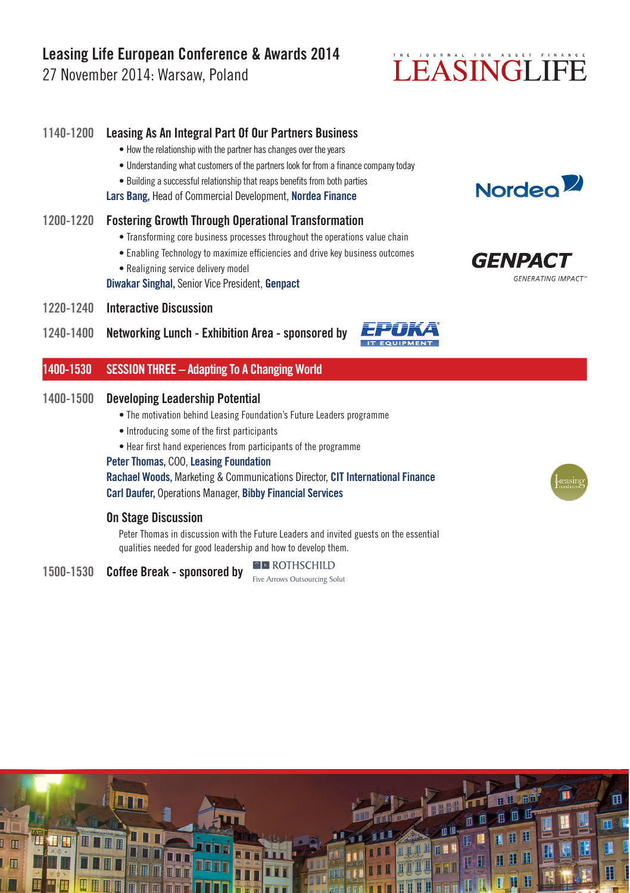**1140-1200 Leasing As An Integral Part Of Our Partners Business**

- How the relationship with the partner has changes over the years
- Understanding what customers of the partners look for from a finance company today
- Building a successful relationship that reaps benefits from both parties

**Lars Bang,** Head of Commercial Development, **Nordea Finance**

**1200-1220 Fostering Growth Through Operational Transformation**

- Transforming core business processes throughout the operations value chain
- Enabling Technology to maximize efficiencies and drive key business outcomes
- Realigning service delivery model

**Diwakar Singhal,** Senior Vice President, **Genpact**

**1220-1240 Interactive Discussion**

**1240-1400 Networking Lunch - Exhibition Area - sponsored by** EPOKA IT EQUIPMENT

## 1400-1530 SESSION THREE – Adapting To A Changing World

**1400-1500 Developing Leadership Potential**

- The motivation behind Leasing Foundation's Future Leaders programme
- Introducing some of the first participants
- Hear first hand experiences from participants of the programme

**Peter Thomas,** COO, **Leasing Foundation**
**Rachael Woods,** Marketing & Communications Director, **CIT International Finance**
**Carl Daufer,** Operations Manager, **Bibby Financial Services**

**On Stage Discussion**

Peter Thomas in discussion with the Future Leaders and invited guests on the essential qualities needed for good leadership and how to develop them.

**1500-1530 Coffee Break - sponsored by** ROTHSCHILD Five Arrows Outsourcing Solut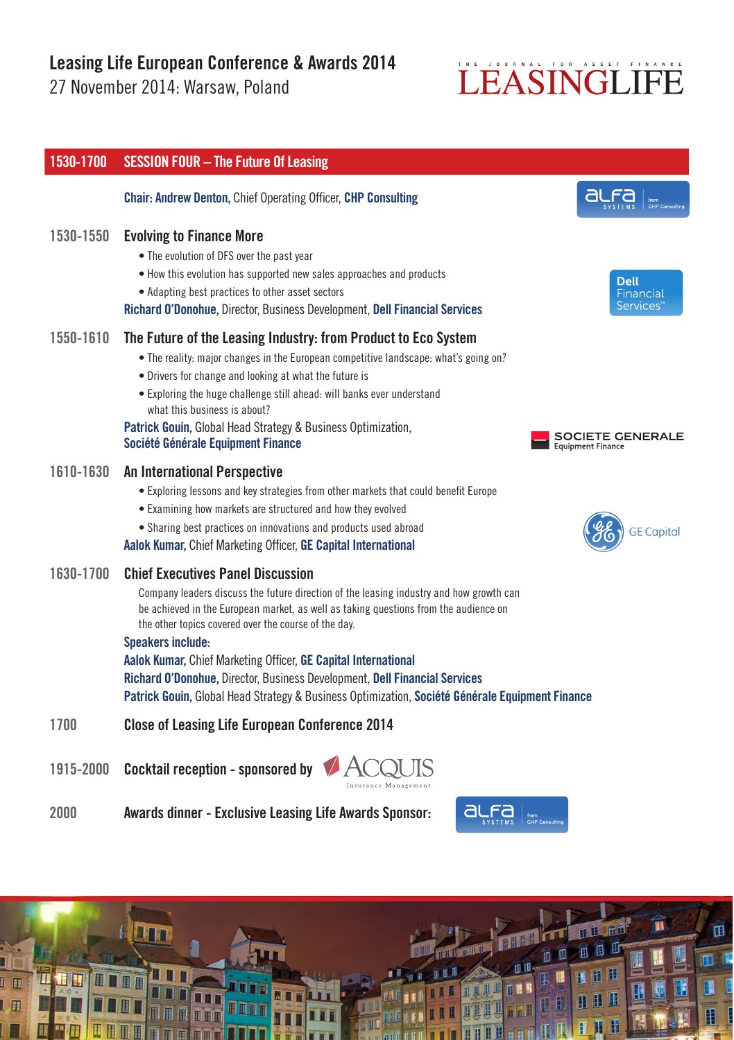# Leasing Life European Conference & Awards 2014

27 November 2014: Warsaw, Poland

## 1530-1700 SESSION FOUR – The Future Of Leasing

**Chair: Andrew Denton,** Chief Operating Officer, **CHP Consulting**

### 1530-1550 Evolving to Finance More

- The evolution of DFS over the past year
- How this evolution has supported new sales approaches and products
- Adapting best practices to other asset sectors

**Richard O'Donohue,** Director, Business Development, **Dell Financial Services**

### 1550-1610 The Future of the Leasing Industry: from Product to Eco System

- The reality: major changes in the European competitive landscape: what's going on?
- Drivers for change and looking at what the future is
- Exploring the huge challenge still ahead: will banks ever understand what this business is about?

**Patrick Gouin,** Global Head Strategy & Business Optimization,
**Société Générale Equipment Finance**

### 1610-1630 An International Perspective

- Exploring lessons and key strategies from other markets that could benefit Europe
- Examining how markets are structured and how they evolved
- Sharing best practices on innovations and products used abroad

**Aalok Kumar,** Chief Marketing Officer, **GE Capital International**

### 1630-1700 Chief Executives Panel Discussion

Company leaders discuss the future direction of the leasing industry and how growth can be achieved in the European market, as well as taking questions from the audience on the other topics covered over the course of the day.

**Speakers include:**

**Aalok Kumar,** Chief Marketing Officer, **GE Capital International**
**Richard O'Donohue,** Director, Business Development, **Dell Financial Services**
**Patrick Gouin,** Global Head Strategy & Business Optimization, **Société Générale Equipment Finance**

### 1700 Close of Leasing Life European Conference 2014

### 1915-2000 Cocktail reception - sponsored by ACQUIS Insurance Management

### 2000 Awards dinner - Exclusive Leasing Life Awards Sponsor: alfa systems from CHP Consulting